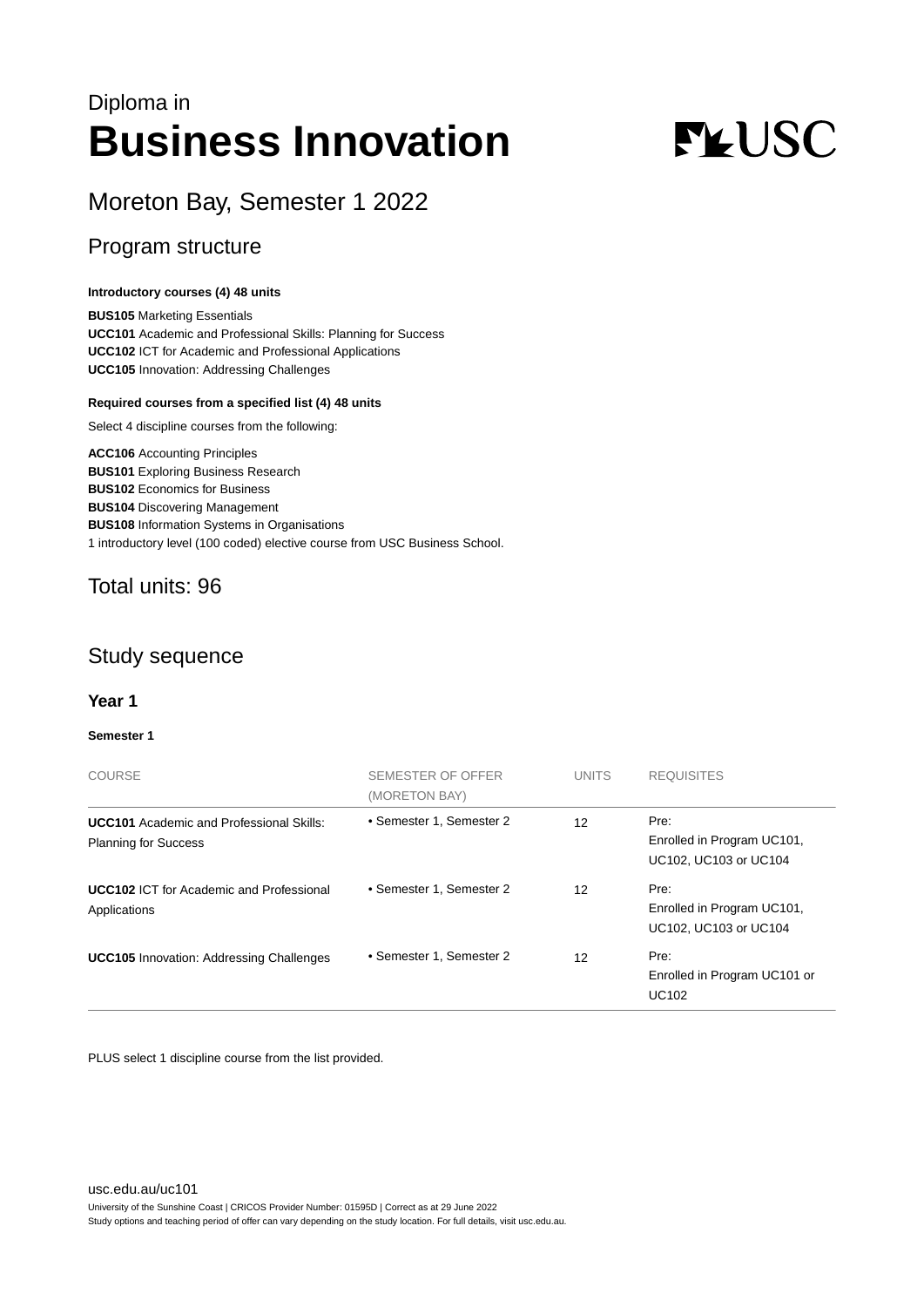Diploma in

# Business Innovation

## Moreton Bay, Semester 1 2022

## Program structure

**Introductory courses (4) 48 units**

**BUS105** Marketing Essentials
**UCC101** Academic and Professional Skills: Planning for Success
**UCC102** ICT for Academic and Professional Applications
**UCC105** Innovation: Addressing Challenges

**Required courses from a specified list (4) 48 units**

Select 4 discipline courses from the following:

**ACC106** Accounting Principles
**BUS101** Exploring Business Research
**BUS102** Economics for Business
**BUS104** Discovering Management
**BUS108** Information Systems in Organisations
1 introductory level (100 coded) elective course from USC Business School.

## Total units: 96

## Study sequence

### Year 1

**Semester 1**

| COURSE | SEMESTER OF OFFER (MORETON BAY) | UNITS | REQUISITES |
|---|---|---|---|
| **UCC101** Academic and Professional Skills: Planning for Success | • Semester 1, Semester 2 | 12 | Pre: Enrolled in Program UC101, UC102, UC103 or UC104 |
| **UCC102** ICT for Academic and Professional Applications | • Semester 1, Semester 2 | 12 | Pre: Enrolled in Program UC101, UC102, UC103 or UC104 |
| **UCC105** Innovation: Addressing Challenges | • Semester 1, Semester 2 | 12 | Pre: Enrolled in Program UC101 or UC102 |

PLUS select 1 discipline course from the list provided.

usc.edu.au/uc101
University of the Sunshine Coast | CRICOS Provider Number: 01595D | Correct as at 29 June 2022
Study options and teaching period of offer can vary depending on the study location. For full details, visit usc.edu.au.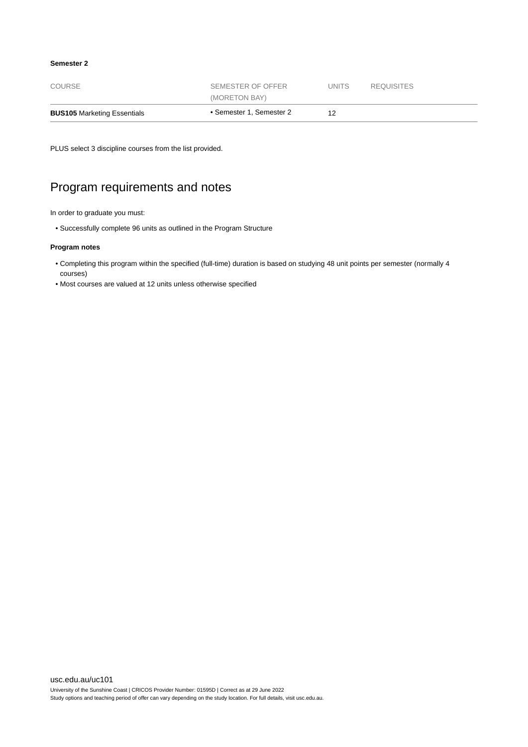**Semester 2**

| COURSE | SEMESTER OF OFFER (MORETON BAY) | UNITS | REQUISITES |
| --- | --- | --- | --- |
| **BUS105** Marketing Essentials | • Semester 1, Semester 2 | 12 | |

PLUS select 3 discipline courses from the list provided.

## Program requirements and notes

In order to graduate you must:

- Successfully complete 96 units as outlined in the Program Structure

**Program notes**

- Completing this program within the specified (full-time) duration is based on studying 48 unit points per semester (normally 4 courses)
- Most courses are valued at 12 units unless otherwise specified

usc.edu.au/uc101

University of the Sunshine Coast | CRICOS Provider Number: 01595D | Correct as at 29 June 2022

Study options and teaching period of offer can vary depending on the study location. For full details, visit usc.edu.au.